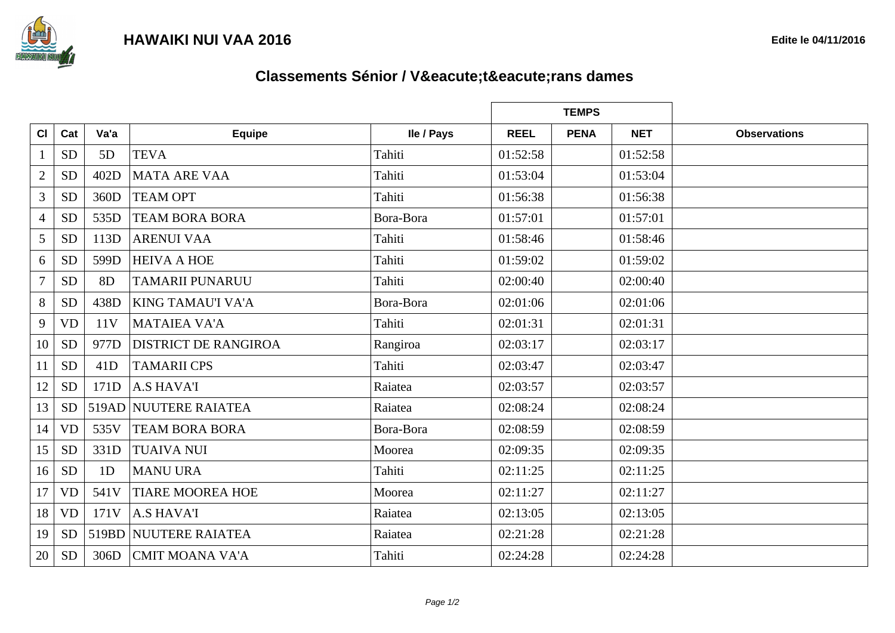# HAWAIKI NUI VAA 2016

**Edite le 04/11/2016**

## Classements Sénior / V&eacute;t&eacute;rans dames

| | | | | | TEMPS | | | |
|---|---|---|---|---|---|---|---|---|
| **Cl** | **Cat** | **Va'a** | **Equipe** | **Ile / Pays** | **REEL** | **PENA** | **NET** | **Observations** |
| 1 | SD | 5D | TEVA | Tahiti | 01:52:58 | | 01:52:58 | |
| 2 | SD | 402D | MATA ARE VAA | Tahiti | 01:53:04 | | 01:53:04 | |
| 3 | SD | 360D | TEAM OPT | Tahiti | 01:56:38 | | 01:56:38 | |
| 4 | SD | 535D | TEAM BORA BORA | Bora-Bora | 01:57:01 | | 01:57:01 | |
| 5 | SD | 113D | ARENUI VAA | Tahiti | 01:58:46 | | 01:58:46 | |
| 6 | SD | 599D | HEIVA A HOE | Tahiti | 01:59:02 | | 01:59:02 | |
| 7 | SD | 8D | TAMARII PUNARUU | Tahiti | 02:00:40 | | 02:00:40 | |
| 8 | SD | 438D | KING TAMAU'I VA'A | Bora-Bora | 02:01:06 | | 02:01:06 | |
| 9 | VD | 11V | MATAIEA VA'A | Tahiti | 02:01:31 | | 02:01:31 | |
| 10 | SD | 977D | DISTRICT DE RANGIROA | Rangiroa | 02:03:17 | | 02:03:17 | |
| 11 | SD | 41D | TAMARII CPS | Tahiti | 02:03:47 | | 02:03:47 | |
| 12 | SD | 171D | A.S HAVA'I | Raiatea | 02:03:57 | | 02:03:57 | |
| 13 | SD | 519AD | NUUTERE RAIATEA | Raiatea | 02:08:24 | | 02:08:24 | |
| 14 | VD | 535V | TEAM BORA BORA | Bora-Bora | 02:08:59 | | 02:08:59 | |
| 15 | SD | 331D | TUAIVA NUI | Moorea | 02:09:35 | | 02:09:35 | |
| 16 | SD | 1D | MANU URA | Tahiti | 02:11:25 | | 02:11:25 | |
| 17 | VD | 541V | TIARE MOOREA HOE | Moorea | 02:11:27 | | 02:11:27 | |
| 18 | VD | 171V | A.S HAVA'I | Raiatea | 02:13:05 | | 02:13:05 | |
| 19 | SD | 519BD | NUUTERE RAIATEA | Raiatea | 02:21:28 | | 02:21:28 | |
| 20 | SD | 306D | CMIT MOANA VA'A | Tahiti | 02:24:28 | | 02:24:28 | |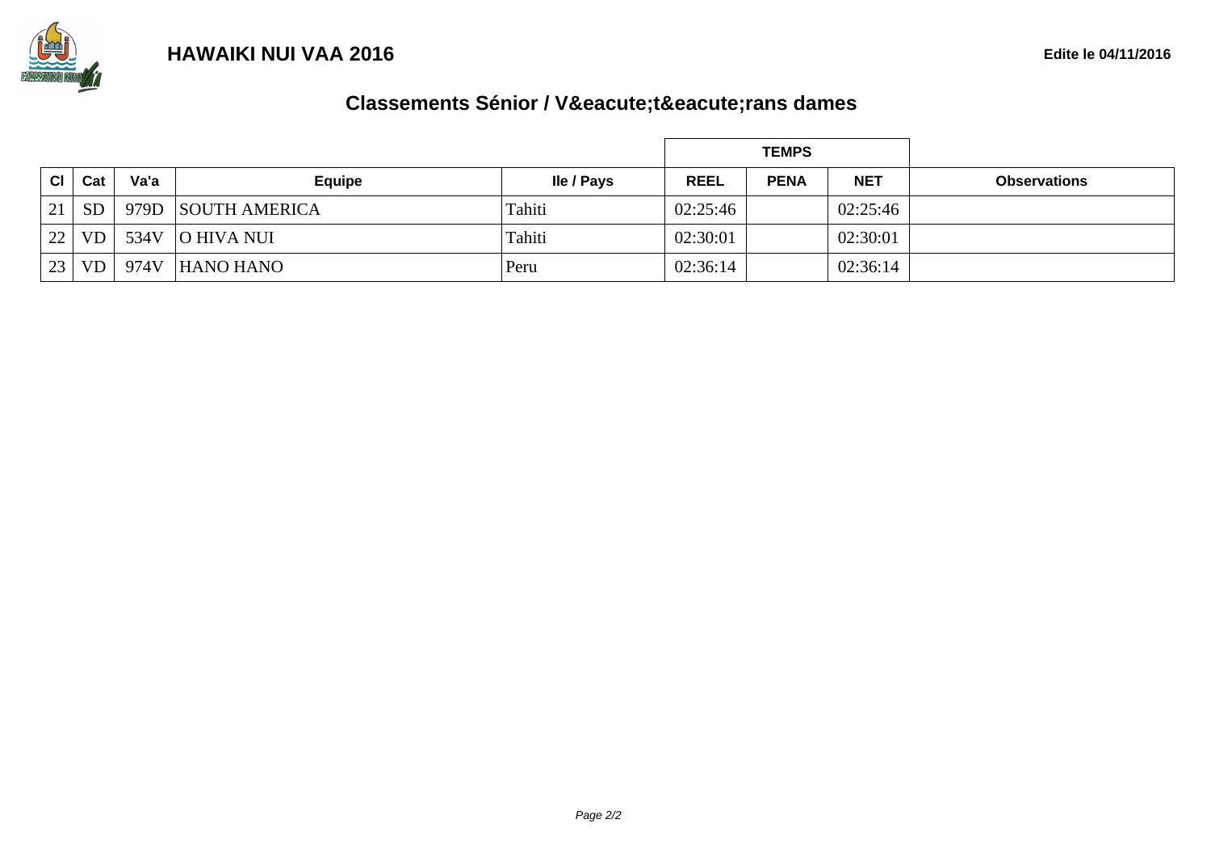**HAWAIKI NUI VAA 2016**

**Edite le 04/11/2016**

## Classements Sénior / V&eacute;t&eacute;rans dames

| Cl | Cat | Va'a | Equipe | Ile / Pays | TEMPS | | | Observations |
|---|---|---|---|---|---|---|---|---|
| | | | | | REEL | PENA | NET | |
| 21 | SD | 979D | SOUTH AMERICA | Tahiti | 02:25:46 | | 02:25:46 | |
| 22 | VD | 534V | O HIVA NUI | Tahiti | 02:30:01 | | 02:30:01 | |
| 23 | VD | 974V | HANO HANO | Peru | 02:36:14 | | 02:36:14 | |